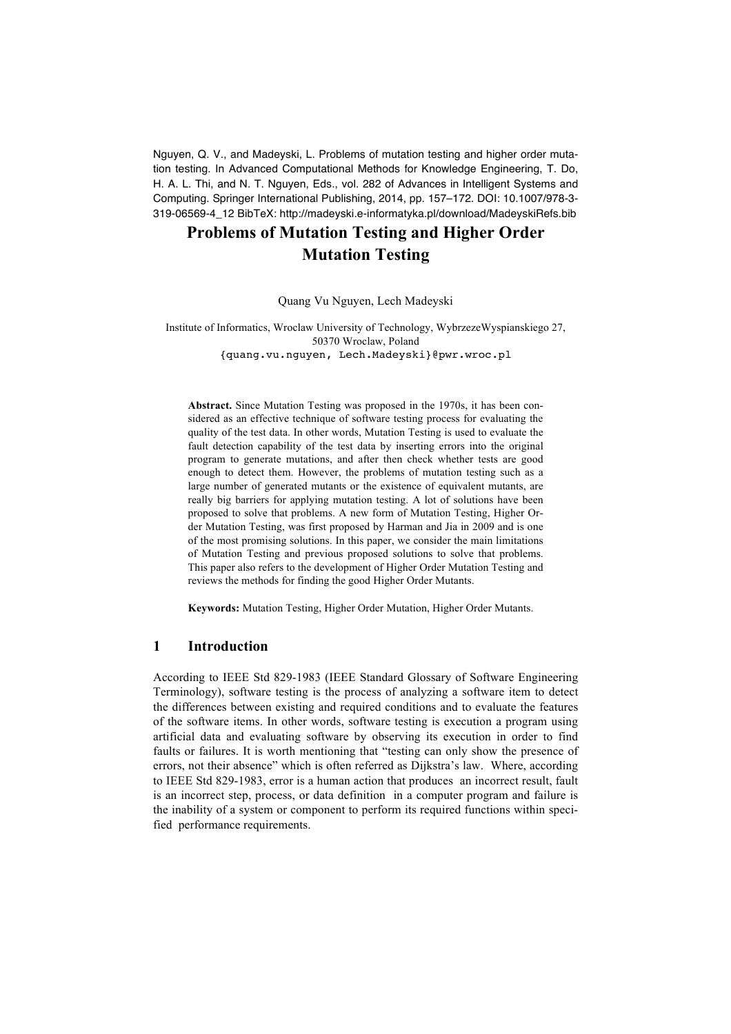Nguyen, Q. V., and Madeyski, L. Problems of mutation testing and higher order mutation testing. In Advanced Computational Methods for Knowledge Engineering, T. Do, H. A. L. Thi, and N. T. Nguyen, Eds., vol. 282 of Advances in Intelligent Systems and Computing. Springer International Publishing, 2014, pp. 157–172. DOI: 10.1007/978-3-319-06569-4_12 BibTeX: http://madeyski.e-informatyka.pl/download/MadeyskiRefs.bib

# Problems of Mutation Testing and Higher Order Mutation Testing

Quang Vu Nguyen, Lech Madeyski

Institute of Informatics, Wroclaw University of Technology, WybrzezeWyspianskiego 27, 50370 Wroclaw, Poland
{quang.vu.nguyen, Lech.Madeyski}@pwr.wroc.pl

**Abstract.** Since Mutation Testing was proposed in the 1970s, it has been considered as an effective technique of software testing process for evaluating the quality of the test data. In other words, Mutation Testing is used to evaluate the fault detection capability of the test data by inserting errors into the original program to generate mutations, and after then check whether tests are good enough to detect them. However, the problems of mutation testing such as a large number of generated mutants or the existence of equivalent mutants, are really big barriers for applying mutation testing. A lot of solutions have been proposed to solve that problems. A new form of Mutation Testing, Higher Order Mutation Testing, was first proposed by Harman and Jia in 2009 and is one of the most promising solutions. In this paper, we consider the main limitations of Mutation Testing and previous proposed solutions to solve that problems. This paper also refers to the development of Higher Order Mutation Testing and reviews the methods for finding the good Higher Order Mutants.

**Keywords:** Mutation Testing, Higher Order Mutation, Higher Order Mutants.

## 1 Introduction

According to IEEE Std 829-1983 (IEEE Standard Glossary of Software Engineering Terminology), software testing is the process of analyzing a software item to detect the differences between existing and required conditions and to evaluate the features of the software items. In other words, software testing is execution a program using artificial data and evaluating software by observing its execution in order to find faults or failures. It is worth mentioning that "testing can only show the presence of errors, not their absence" which is often referred as Dijkstra's law. Where, according to IEEE Std 829-1983, error is a human action that produces an incorrect result, fault is an incorrect step, process, or data definition in a computer program and failure is the inability of a system or component to perform its required functions within specified performance requirements.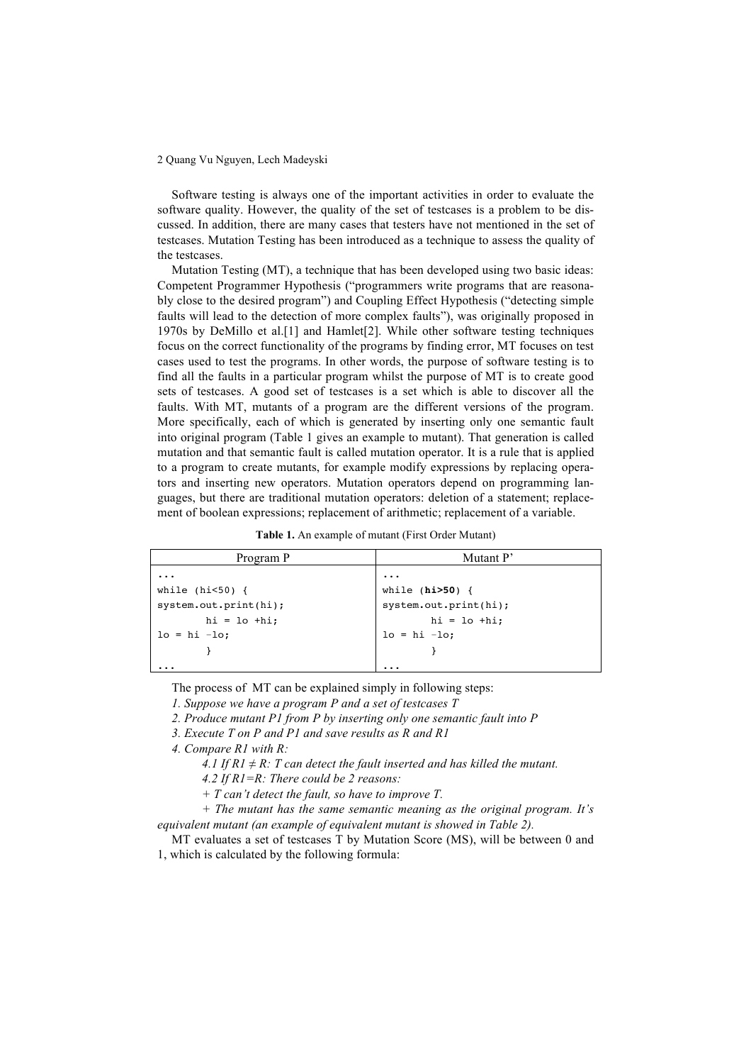Software testing is always one of the important activities in order to evaluate the software quality. However, the quality of the set of testcases is a problem to be discussed. In addition, there are many cases that testers have not mentioned in the set of testcases. Mutation Testing has been introduced as a technique to assess the quality of the testcases.

Mutation Testing (MT), a technique that has been developed using two basic ideas: Competent Programmer Hypothesis ("programmers write programs that are reasonably close to the desired program") and Coupling Effect Hypothesis ("detecting simple faults will lead to the detection of more complex faults"), was originally proposed in 1970s by DeMillo et al.[1] and Hamlet[2]. While other software testing techniques focus on the correct functionality of the programs by finding error, MT focuses on test cases used to test the programs. In other words, the purpose of software testing is to find all the faults in a particular program whilst the purpose of MT is to create good sets of testcases. A good set of testcases is a set which is able to discover all the faults. With MT, mutants of a program are the different versions of the program. More specifically, each of which is generated by inserting only one semantic fault into original program (Table 1 gives an example to mutant). That generation is called mutation and that semantic fault is called mutation operator. It is a rule that is applied to a program to create mutants, for example modify expressions by replacing operators and inserting new operators. Mutation operators depend on programming languages, but there are traditional mutation operators: deletion of a statement; replacement of boolean expressions; replacement of arithmetic; replacement of a variable.

**Table 1.** An example of mutant (First Order Mutant)

| Program P | Mutant P' |
|---|---|
| ... | ... |
| while (hi<50) { | while (**hi>50**) { |
| system.out.print(hi); | system.out.print(hi); |
| hi = lo +hi; | hi = lo +hi; |
| lo = hi -lo; | lo = hi -lo; |
| } | } |
| ... | ... |

The process of MT can be explained simply in following steps:

*1. Suppose we have a program P and a set of testcases T*

*2. Produce mutant P1 from P by inserting only one semantic fault into P*

*3. Execute T on P and P1 and save results as R and R1*

*4. Compare R1 with R:*

*4.1 If R1 ≠ R: T can detect the fault inserted and has killed the mutant.*

*4.2 If R1=R: There could be 2 reasons:*

*+ T can't detect the fault, so have to improve T.*

*+ The mutant has the same semantic meaning as the original program. It's equivalent mutant (an example of equivalent mutant is showed in Table 2).*

MT evaluates a set of testcases T by Mutation Score (MS), will be between 0 and 1, which is calculated by the following formula: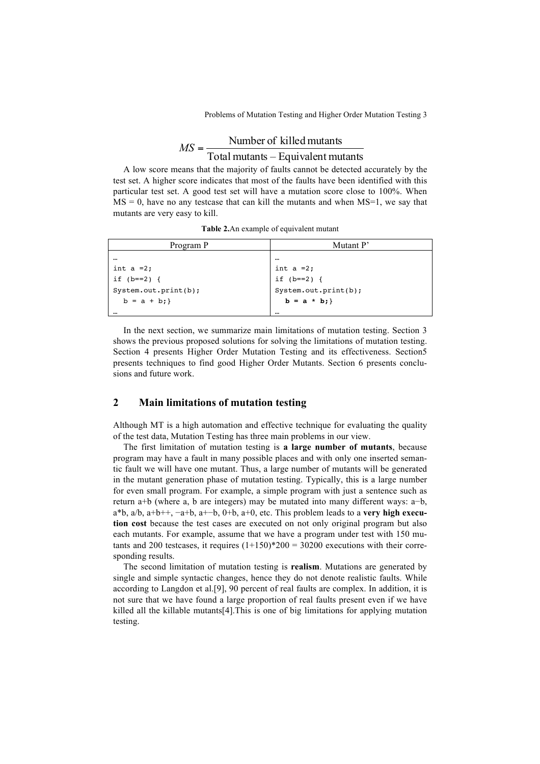$$MS = \frac{\text{Number of killed mutants}}{\text{Total mutants} - \text{Equivalent mutants}}$$

A low score means that the majority of faults cannot be detected accurately by the test set. A higher score indicates that most of the faults have been identified with this particular test set. A good test set will have a mutation score close to 100%. When MS = 0, have no any testcase that can kill the mutants and when MS=1, we say that mutants are very easy to kill.

**Table 2.** An example of equivalent mutant

| Program P | Mutant P' |
|---|---|
| … | … |
| `int a =2;` | `int a =2;` |
| `if (b==2) {` | `if (b==2) {` |
| `System.out.print(b);` | `System.out.print(b);` |
| `b = a + b;}` | **`b = a * b;`**`}` |
| … | … |

In the next section, we summarize main limitations of mutation testing. Section 3 shows the previous proposed solutions for solving the limitations of mutation testing. Section 4 presents Higher Order Mutation Testing and its effectiveness. Section5 presents techniques to find good Higher Order Mutants. Section 6 presents conclusions and future work.

## 2 Main limitations of mutation testing

Although MT is a high automation and effective technique for evaluating the quality of the test data, Mutation Testing has three main problems in our view.

The first limitation of mutation testing is **a large number of mutants**, because program may have a fault in many possible places and with only one inserted semantic fault we will have one mutant. Thus, a large number of mutants will be generated in the mutant generation phase of mutation testing. Typically, this is a large number for even small program. For example, a simple program with just a sentence such as return a+b (where a, b are integers) may be mutated into many different ways: a−b, a*b, a/b, a+b++, −a+b, a+−b, 0+b, a+0, etc. This problem leads to a **very high execution cost** because the test cases are executed on not only original program but also each mutants. For example, assume that we have a program under test with 150 mutants and 200 testcases, it requires (1+150)*200 = 30200 executions with their corresponding results.

The second limitation of mutation testing is **realism**. Mutations are generated by single and simple syntactic changes, hence they do not denote realistic faults. While according to Langdon et al.[9], 90 percent of real faults are complex. In addition, it is not sure that we have found a large proportion of real faults present even if we have killed all the killable mutants[4].This is one of big limitations for applying mutation testing.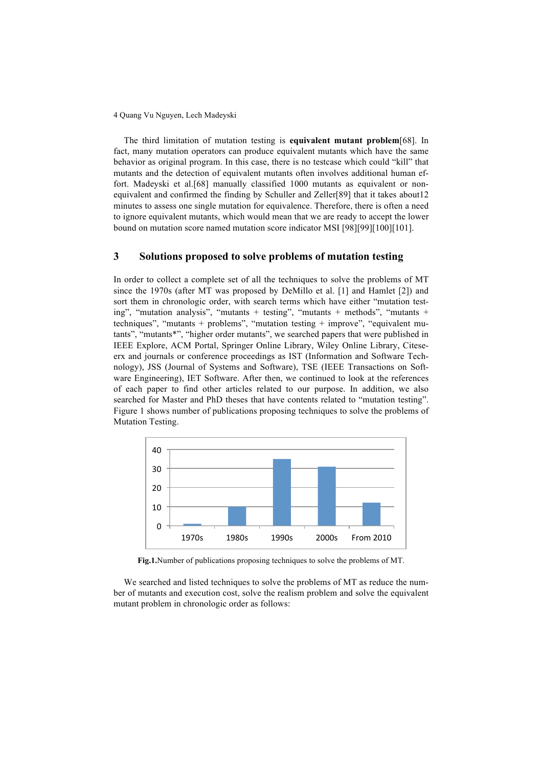The third limitation of mutation testing is **equivalent mutant problem**[68]. In fact, many mutation operators can produce equivalent mutants which have the same behavior as original program. In this case, there is no testcase which could "kill" that mutants and the detection of equivalent mutants often involves additional human effort. Madeyski et al.[68] manually classified 1000 mutants as equivalent or non-equivalent and confirmed the finding by Schuller and Zeller[89] that it takes about12 minutes to assess one single mutation for equivalence. Therefore, there is often a need to ignore equivalent mutants, which would mean that we are ready to accept the lower bound on mutation score named mutation score indicator MSI [98][99][100][101].

## 3 Solutions proposed to solve problems of mutation testing

In order to collect a complete set of all the techniques to solve the problems of MT since the 1970s (after MT was proposed by DeMillo et al. [1] and Hamlet [2]) and sort them in chronologic order, with search terms which have either "mutation testing", "mutation analysis", "mutants + testing", "mutants + methods", "mutants + techniques", "mutants + problems", "mutation testing + improve", "equivalent mutants", "mutants*", "higher order mutants", we searched papers that were published in IEEE Explore, ACM Portal, Springer Online Library, Wiley Online Library, Citeseerx and journals or conference proceedings as IST (Information and Software Technology), JSS (Journal of Systems and Software), TSE (IEEE Transactions on Software Engineering), IET Software. After then, we continued to look at the references of each paper to find other articles related to our purpose. In addition, we also searched for Master and PhD theses that have contents related to "mutation testing". Figure 1 shows number of publications proposing techniques to solve the problems of Mutation Testing.

| Period | Number of publications |
|---|---|
| 1970s | 1 |
| 1980s | 10 |
| 1990s | 35 |
| 2000s | 31 |
| From 2010 | 12 |

**Fig.1.** Number of publications proposing techniques to solve the problems of MT.

We searched and listed techniques to solve the problems of MT as reduce the number of mutants and execution cost, solve the realism problem and solve the equivalent mutant problem in chronologic order as follows: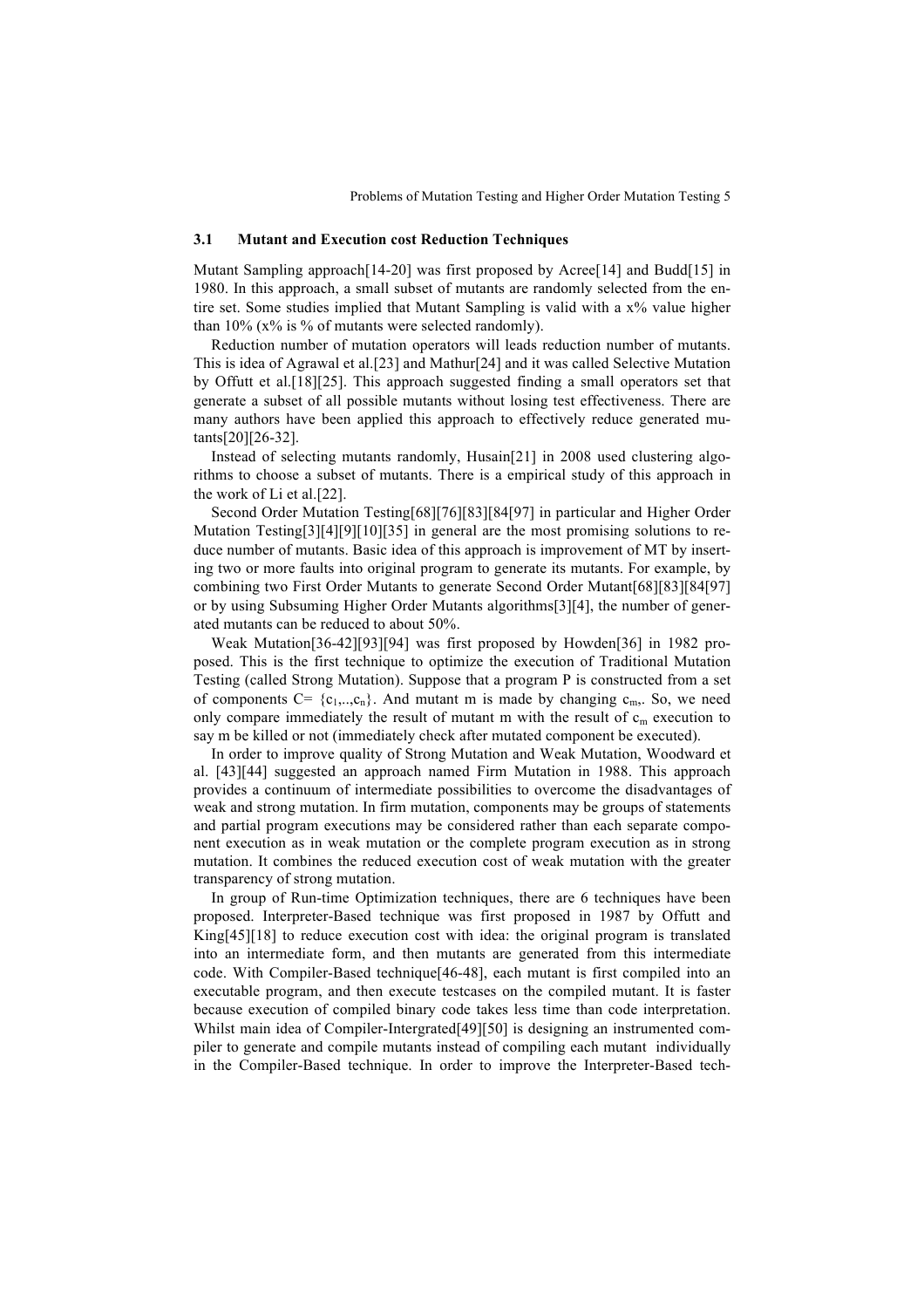### 3.1 Mutant and Execution cost Reduction Techniques

Mutant Sampling approach[14-20] was first proposed by Acree[14] and Budd[15] in 1980. In this approach, a small subset of mutants are randomly selected from the entire set. Some studies implied that Mutant Sampling is valid with a x% value higher than 10% (x% is % of mutants were selected randomly).

Reduction number of mutation operators will leads reduction number of mutants. This is idea of Agrawal et al.[23] and Mathur[24] and it was called Selective Mutation by Offutt et al.[18][25]. This approach suggested finding a small operators set that generate a subset of all possible mutants without losing test effectiveness. There are many authors have been applied this approach to effectively reduce generated mutants[20][26-32].

Instead of selecting mutants randomly, Husain[21] in 2008 used clustering algorithms to choose a subset of mutants. There is a empirical study of this approach in the work of Li et al.[22].

Second Order Mutation Testing[68][76][83][84[97] in particular and Higher Order Mutation Testing[3][4][9][10][35] in general are the most promising solutions to reduce number of mutants. Basic idea of this approach is improvement of MT by inserting two or more faults into original program to generate its mutants. For example, by combining two First Order Mutants to generate Second Order Mutant[68][83][84[97] or by using Subsuming Higher Order Mutants algorithms[3][4], the number of generated mutants can be reduced to about 50%.

Weak Mutation[36-42][93][94] was first proposed by Howden[36] in 1982 proposed. This is the first technique to optimize the execution of Traditional Mutation Testing (called Strong Mutation). Suppose that a program P is constructed from a set of components C= $\{c_1,..,c_n\}$. And mutant m is made by changing $c_m$. So, we need only compare immediately the result of mutant m with the result of $c_m$ execution to say m be killed or not (immediately check after mutated component be executed).

In order to improve quality of Strong Mutation and Weak Mutation, Woodward et al. [43][44] suggested an approach named Firm Mutation in 1988. This approach provides a continuum of intermediate possibilities to overcome the disadvantages of weak and strong mutation. In firm mutation, components may be groups of statements and partial program executions may be considered rather than each separate component execution as in weak mutation or the complete program execution as in strong mutation. It combines the reduced execution cost of weak mutation with the greater transparency of strong mutation.

In group of Run-time Optimization techniques, there are 6 techniques have been proposed. Interpreter-Based technique was first proposed in 1987 by Offutt and King[45][18] to reduce execution cost with idea: the original program is translated into an intermediate form, and then mutants are generated from this intermediate code. With Compiler-Based technique[46-48], each mutant is first compiled into an executable program, and then execute testcases on the compiled mutant. It is faster because execution of compiled binary code takes less time than code interpretation. Whilst main idea of Compiler-Intergrated[49][50] is designing an instrumented compiler to generate and compile mutants instead of compiling each mutant individually in the Compiler-Based technique. In order to improve the Interpreter-Based tech-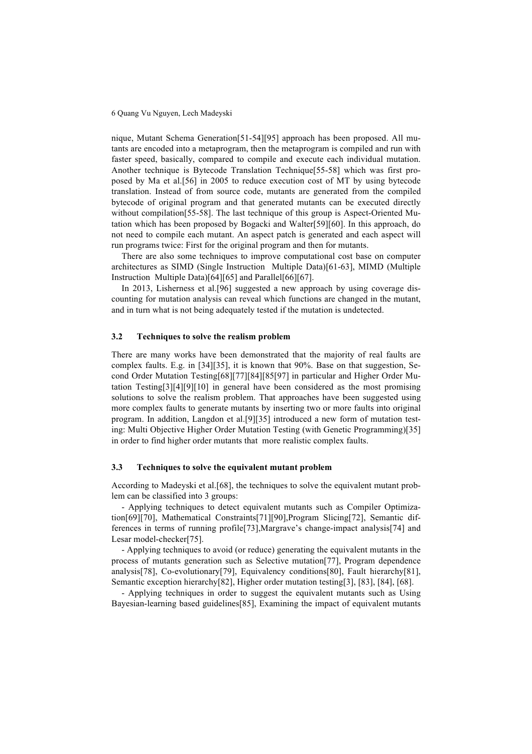nique, Mutant Schema Generation[51-54][95] approach has been proposed. All mutants are encoded into a metaprogram, then the metaprogram is compiled and run with faster speed, basically, compared to compile and execute each individual mutation. Another technique is Bytecode Translation Technique[55-58] which was first proposed by Ma et al.[56] in 2005 to reduce execution cost of MT by using bytecode translation. Instead of from source code, mutants are generated from the compiled bytecode of original program and that generated mutants can be executed directly without compilation[55-58]. The last technique of this group is Aspect-Oriented Mutation which has been proposed by Bogacki and Walter[59][60]. In this approach, do not need to compile each mutant. An aspect patch is generated and each aspect will run programs twice: First for the original program and then for mutants.

There are also some techniques to improve computational cost base on computer architectures as SIMD (Single Instruction Multiple Data)[61-63], MIMD (Multiple Instruction Multiple Data)[64][65] and Parallel[66][67].

In 2013, Lisherness et al.[96] suggested a new approach by using coverage discounting for mutation analysis can reveal which functions are changed in the mutant, and in turn what is not being adequately tested if the mutation is undetected.

### 3.2 Techniques to solve the realism problem

There are many works have been demonstrated that the majority of real faults are complex faults. E.g. in [34][35], it is known that 90%. Base on that suggestion, Second Order Mutation Testing[68][77][84][85[97] in particular and Higher Order Mutation Testing[3][4][9][10] in general have been considered as the most promising solutions to solve the realism problem. That approaches have been suggested using more complex faults to generate mutants by inserting two or more faults into original program. In addition, Langdon et al.[9][35] introduced a new form of mutation testing: Multi Objective Higher Order Mutation Testing (with Genetic Programming)[35] in order to find higher order mutants that more realistic complex faults.

### 3.3 Techniques to solve the equivalent mutant problem

According to Madeyski et al.[68], the techniques to solve the equivalent mutant problem can be classified into 3 groups:

- Applying techniques to detect equivalent mutants such as Compiler Optimization[69][70], Mathematical Constraints[71][90],Program Slicing[72], Semantic differences in terms of running profile[73],Margrave's change-impact analysis[74] and Lesar model-checker[75].

- Applying techniques to avoid (or reduce) generating the equivalent mutants in the process of mutants generation such as Selective mutation[77], Program dependence analysis[78], Co-evolutionary[79], Equivalency conditions[80], Fault hierarchy[81], Semantic exception hierarchy[82], Higher order mutation testing[3], [83], [84], [68].

- Applying techniques in order to suggest the equivalent mutants such as Using Bayesian-learning based guidelines[85], Examining the impact of equivalent mutants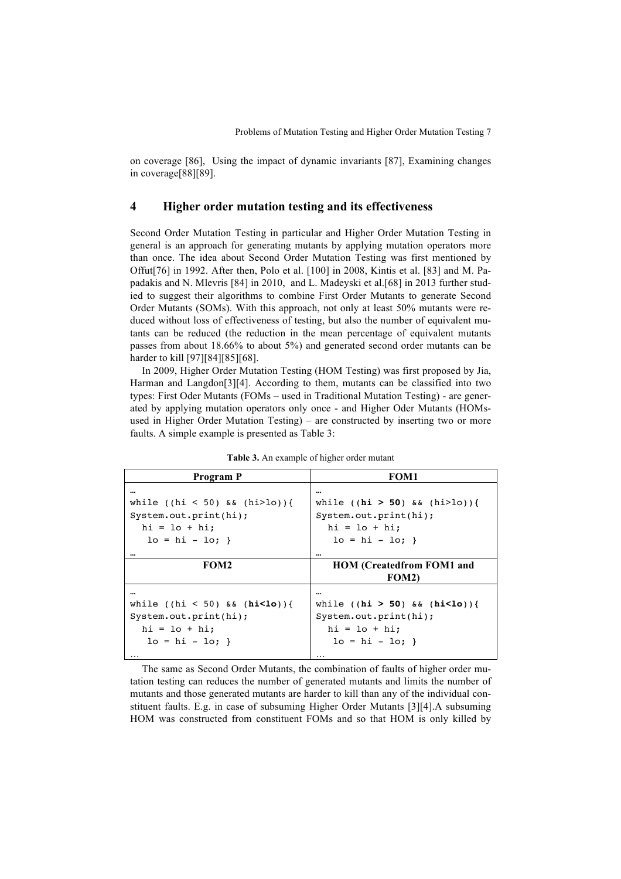on coverage [86], Using the impact of dynamic invariants [87], Examining changes in coverage[88][89].

## 4 Higher order mutation testing and its effectiveness

Second Order Mutation Testing in particular and Higher Order Mutation Testing in general is an approach for generating mutants by applying mutation operators more than once. The idea about Second Order Mutation Testing was first mentioned by Offut[76] in 1992. After then, Polo et al. [100] in 2008, Kintis et al. [83] and M. Papadakis and N. Mlevris [84] in 2010, and L. Madeyski et al.[68] in 2013 further studied to suggest their algorithms to combine First Order Mutants to generate Second Order Mutants (SOMs). With this approach, not only at least 50% mutants were reduced without loss of effectiveness of testing, but also the number of equivalent mutants can be reduced (the reduction in the mean percentage of equivalent mutants passes from about 18.66% to about 5%) and generated second order mutants can be harder to kill [97][84][85][68].

In 2009, Higher Order Mutation Testing (HOM Testing) was first proposed by Jia, Harman and Langdon[3][4]. According to them, mutants can be classified into two types: First Oder Mutants (FOMs – used in Traditional Mutation Testing) - are generated by applying mutation operators only once - and Higher Oder Mutants (HOMs- used in Higher Order Mutation Testing) – are constructed by inserting two or more faults. A simple example is presented as Table 3:

**Table 3.** An example of higher order mutant

| **Program P** | **FOM1** |
|---|---|
| …<br>`while ((hi < 50) && (hi>lo)){`<br>`System.out.print(hi);`<br>`  hi = lo + hi;`<br>`   lo = hi - lo; }`<br>… | …<br>`while ((`**`hi > 50`**`) && (hi>lo)){`<br>`System.out.print(hi);`<br>`  hi = lo + hi;`<br>`   lo = hi - lo; }`<br>… |
| **FOM2** | **HOM (Createdfrom FOM1 and FOM2)** |
| …<br>`while ((hi < 50) && (`**`hi<lo`**`)){`<br>`System.out.print(hi);`<br>`  hi = lo + hi;`<br>`   lo = hi - lo; }`<br>… | …<br>`while ((`**`hi > 50`**`) && (`**`hi<lo`**`)){`<br>`System.out.print(hi);`<br>`  hi = lo + hi;`<br>`   lo = hi - lo; }`<br>… |

The same as Second Order Mutants, the combination of faults of higher order mutation testing can reduces the number of generated mutants and limits the number of mutants and those generated mutants are harder to kill than any of the individual constituent faults. E.g. in case of subsuming Higher Order Mutants [3][4].A subsuming HOM was constructed from constituent FOMs and so that HOM is only killed by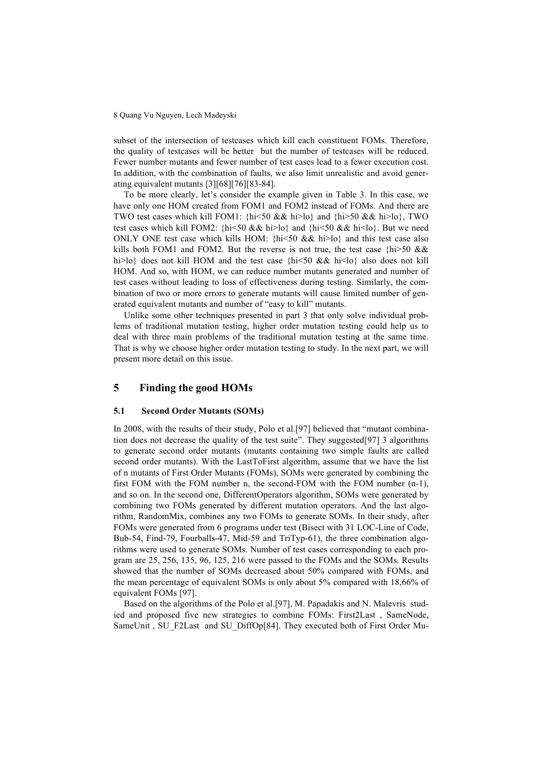subset of the intersection of testcases which kill each constituent FOMs. Therefore, the quality of testcases will be better but the number of testcases will be reduced. Fewer number mutants and fewer number of test cases lead to a fewer execution cost. In addition, with the combination of faults, we also limit unrealistic and avoid generating equivalent mutants [3][68][76][83-84].

To be more clearly, let's consider the example given in Table 3. In this case, we have only one HOM created from FOM1 and FOM2 instead of FOMs. And there are TWO test cases which kill FOM1: {hi<50 && hi>lo} and {hi>50 && hi>lo}, TWO test cases which kill FOM2: {hi<50 && hi>lo} and {hi<50 && hi<lo}. But we need ONLY ONE test case which kills HOM: {hi<50 && hi>lo} and this test case also kills both FOM1 and FOM2. But the reverse is not true, the test case {hi>50 && hi>lo} does not kill HOM and the test case {hi<50 && hi<lo} also does not kill HOM. And so, with HOM, we can reduce number mutants generated and number of test cases without leading to loss of effectiveness during testing. Similarly, the combination of two or more errors to generate mutants will cause limited number of generated equivalent mutants and number of "easy to kill" mutants.

Unlike some other techniques presented in part 3 that only solve individual problems of traditional mutation testing, higher order mutation testing could help us to deal with three main problems of the traditional mutation testing at the same time. That is why we choose higher order mutation testing to study. In the next part, we will present more detail on this issue.

## 5 Finding the good HOMs

### 5.1 Second Order Mutants (SOMs)

In 2008, with the results of their study, Polo et al.[97] believed that "mutant combination does not decrease the quality of the test suite". They suggested[97] 3 algorithms to generate second order mutants (mutants containing two simple faults are called second order mutants). With the LastToFirst algorithm, assume that we have the list of n mutants of First Order Mutants (FOMs), SOMs were generated by combining the first FOM with the FOM number n, the second-FOM with the FOM number (n-1), and so on. In the second one, DifferentOperators algorithm, SOMs were generated by combining two FOMs generated by different mutation operators. And the last algorithm, RandomMix, combines any two FOMs to generate SOMs. In their study, after FOMs were generated from 6 programs under test (Bisect with 31 LOC-Line of Code, Bub-54, Find-79, Fourballs-47, Mid-59 and TriTyp-61), the three combination algorithms were used to generate SOMs. Number of test cases corresponding to each program are 25, 256, 135, 96, 125, 216 were passed to the FOMs and the SOMs. Results showed that the number of SOMs decreased about 50% compared with FOMs, and the mean percentage of equivalent SOMs is only about 5% compared with 18,66% of equivalent FOMs [97].

Based on the algorithms of the Polo et al.[97], M. Papadakis and N. Malevris studied and proposed five new strategies to combine FOMs: First2Last , SameNode, SameUnit , SU_F2Last and SU_DiffOp[84]. They executed both of First Order Mu-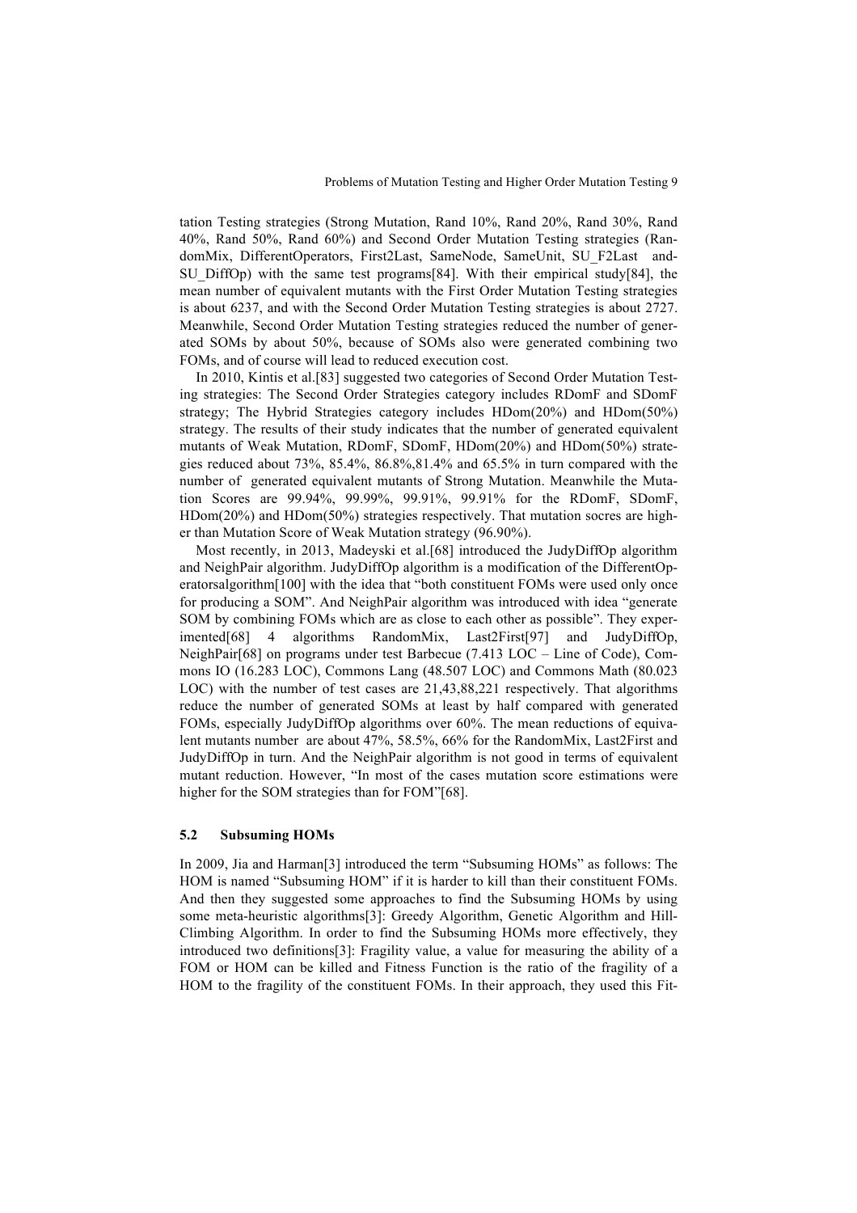tation Testing strategies (Strong Mutation, Rand 10%, Rand 20%, Rand 30%, Rand 40%, Rand 50%, Rand 60%) and Second Order Mutation Testing strategies (RandomMix, DifferentOperators, First2Last, SameNode, SameUnit, SU_F2Last and-SU_DiffOp) with the same test programs[84]. With their empirical study[84], the mean number of equivalent mutants with the First Order Mutation Testing strategies is about 6237, and with the Second Order Mutation Testing strategies is about 2727. Meanwhile, Second Order Mutation Testing strategies reduced the number of generated SOMs by about 50%, because of SOMs also were generated combining two FOMs, and of course will lead to reduced execution cost.

In 2010, Kintis et al.[83] suggested two categories of Second Order Mutation Testing strategies: The Second Order Strategies category includes RDomF and SDomF strategy; The Hybrid Strategies category includes HDom(20%) and HDom(50%) strategy. The results of their study indicates that the number of generated equivalent mutants of Weak Mutation, RDomF, SDomF, HDom(20%) and HDom(50%) strategies reduced about 73%, 85.4%, 86.8%,81.4% and 65.5% in turn compared with the number of generated equivalent mutants of Strong Mutation. Meanwhile the Mutation Scores are 99.94%, 99.99%, 99.91%, 99.91% for the RDomF, SDomF, HDom(20%) and HDom(50%) strategies respectively. That mutation socres are higher than Mutation Score of Weak Mutation strategy (96.90%).

Most recently, in 2013, Madeyski et al.[68] introduced the JudyDiffOp algorithm and NeighPair algorithm. JudyDiffOp algorithm is a modification of the DifferentOperatorsalgorithm[100] with the idea that "both constituent FOMs were used only once for producing a SOM". And NeighPair algorithm was introduced with idea "generate SOM by combining FOMs which are as close to each other as possible". They experimented[68] 4 algorithms RandomMix, Last2First[97] and JudyDiffOp, NeighPair[68] on programs under test Barbecue (7.413 LOC – Line of Code), Commons IO (16.283 LOC), Commons Lang (48.507 LOC) and Commons Math (80.023 LOC) with the number of test cases are 21,43,88,221 respectively. That algorithms reduce the number of generated SOMs at least by half compared with generated FOMs, especially JudyDiffOp algorithms over 60%. The mean reductions of equivalent mutants number are about 47%, 58.5%, 66% for the RandomMix, Last2First and JudyDiffOp in turn. And the NeighPair algorithm is not good in terms of equivalent mutant reduction. However, "In most of the cases mutation score estimations were higher for the SOM strategies than for FOM"[68].

### 5.2 Subsuming HOMs

In 2009, Jia and Harman[3] introduced the term "Subsuming HOMs" as follows: The HOM is named "Subsuming HOM" if it is harder to kill than their constituent FOMs. And then they suggested some approaches to find the Subsuming HOMs by using some meta-heuristic algorithms[3]: Greedy Algorithm, Genetic Algorithm and Hill-Climbing Algorithm. In order to find the Subsuming HOMs more effectively, they introduced two definitions[3]: Fragility value, a value for measuring the ability of a FOM or HOM can be killed and Fitness Function is the ratio of the fragility of a HOM to the fragility of the constituent FOMs. In their approach, they used this Fit-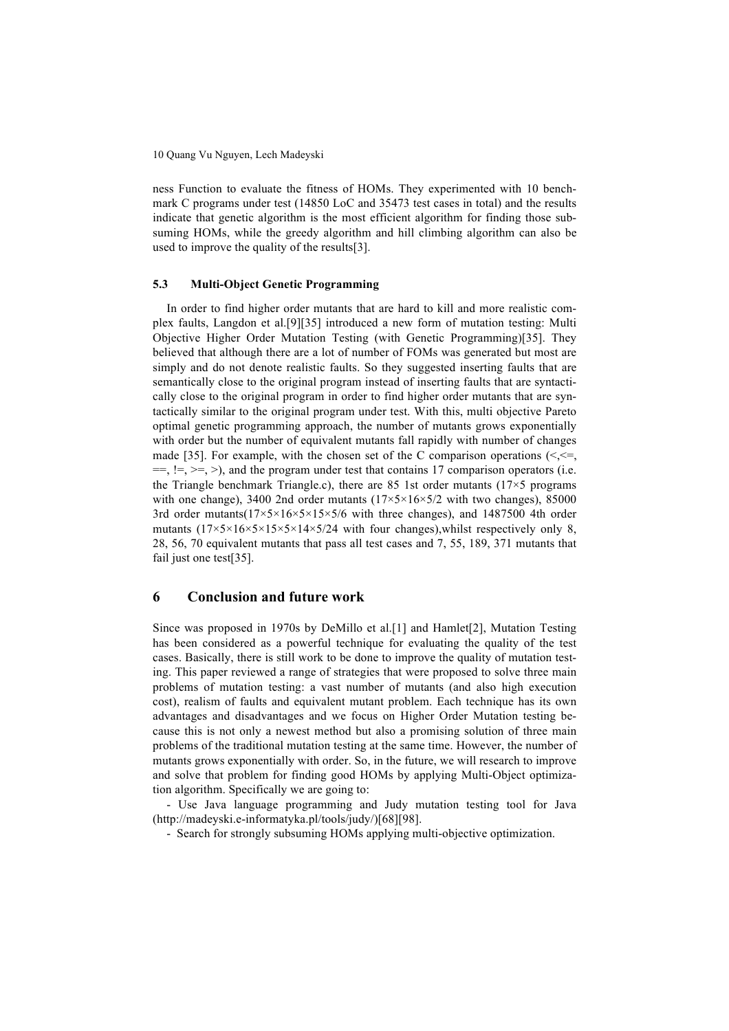ness Function to evaluate the fitness of HOMs. They experimented with 10 benchmark C programs under test (14850 LoC and 35473 test cases in total) and the results indicate that genetic algorithm is the most efficient algorithm for finding those subsuming HOMs, while the greedy algorithm and hill climbing algorithm can also be used to improve the quality of the results[3].

### 5.3 Multi-Object Genetic Programming

In order to find higher order mutants that are hard to kill and more realistic complex faults, Langdon et al.[9][35] introduced a new form of mutation testing: Multi Objective Higher Order Mutation Testing (with Genetic Programming)[35]. They believed that although there are a lot of number of FOMs was generated but most are simply and do not denote realistic faults. So they suggested inserting faults that are semantically close to the original program instead of inserting faults that are syntactically close to the original program in order to find higher order mutants that are syntactically similar to the original program under test. With this, multi objective Pareto optimal genetic programming approach, the number of mutants grows exponentially with order but the number of equivalent mutants fall rapidly with number of changes made [35]. For example, with the chosen set of the C comparison operations (<,<=, ==, !=, >=, >), and the program under test that contains 17 comparison operators (i.e. the Triangle benchmark Triangle.c), there are 85 1st order mutants ($17\times5$ programs with one change), 3400 2nd order mutants ($17\times5\times16\times5/2$ with two changes), 85000 3rd order mutants($17\times5\times16\times5\times15\times5/6$ with three changes), and 1487500 4th order mutants ($17\times5\times16\times5\times15\times5\times14\times5/24$ with four changes),whilst respectively only 8, 28, 56, 70 equivalent mutants that pass all test cases and 7, 55, 189, 371 mutants that fail just one test[35].

## 6 Conclusion and future work

Since was proposed in 1970s by DeMillo et al.[1] and Hamlet[2], Mutation Testing has been considered as a powerful technique for evaluating the quality of the test cases. Basically, there is still work to be done to improve the quality of mutation testing. This paper reviewed a range of strategies that were proposed to solve three main problems of mutation testing: a vast number of mutants (and also high execution cost), realism of faults and equivalent mutant problem. Each technique has its own advantages and disadvantages and we focus on Higher Order Mutation testing because this is not only a newest method but also a promising solution of three main problems of the traditional mutation testing at the same time. However, the number of mutants grows exponentially with order. So, in the future, we will research to improve and solve that problem for finding good HOMs by applying Multi-Object optimization algorithm. Specifically we are going to:

- Use Java language programming and Judy mutation testing tool for Java (http://madeyski.e-informatyka.pl/tools/judy/)[68][98].
- Search for strongly subsuming HOMs applying multi-objective optimization.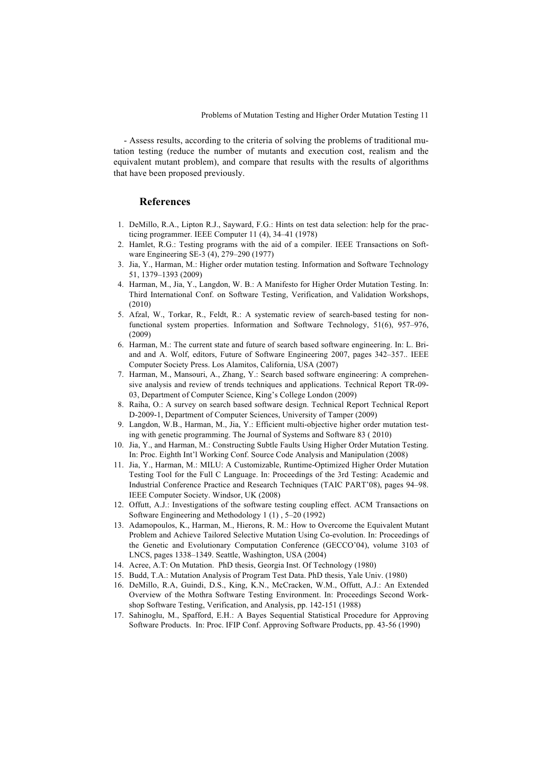- Assess results, according to the criteria of solving the problems of traditional mutation testing (reduce the number of mutants and execution cost, realism and the equivalent mutant problem), and compare that results with the results of algorithms that have been proposed previously.

## References

1. DeMillo, R.A., Lipton R.J., Sayward, F.G.: Hints on test data selection: help for the practicing programmer. IEEE Computer 11 (4), 34–41 (1978)
2. Hamlet, R.G.: Testing programs with the aid of a compiler. IEEE Transactions on Software Engineering SE-3 (4), 279–290 (1977)
3. Jia, Y., Harman, M.: Higher order mutation testing. Information and Software Technology 51, 1379–1393 (2009)
4. Harman, M., Jia, Y., Langdon, W. B.: A Manifesto for Higher Order Mutation Testing. In: Third International Conf. on Software Testing, Verification, and Validation Workshops, (2010)
5. Afzal, W., Torkar, R., Feldt, R.: A systematic review of search-based testing for non-functional system properties. Information and Software Technology, 51(6), 957–976, (2009)
6. Harman, M.: The current state and future of search based software engineering. In: L. Briand and A. Wolf, editors, Future of Software Engineering 2007, pages 342–357.. IEEE Computer Society Press. Los Alamitos, California, USA (2007)
7. Harman, M., Mansouri, A., Zhang, Y.: Search based software engineering: A comprehensive analysis and review of trends techniques and applications. Technical Report TR-09-03, Department of Computer Science, King's College London (2009)
8. Raiha, O.: A survey on search based software design. Technical Report Technical Report D-2009-1, Department of Computer Sciences, University of Tamper (2009)
9. Langdon, W.B., Harman, M., Jia, Y.: Efficient multi-objective higher order mutation testing with genetic programming. The Journal of Systems and Software 83 ( 2010)
10. Jia, Y., and Harman, M.: Constructing Subtle Faults Using Higher Order Mutation Testing. In: Proc. Eighth Int'l Working Conf. Source Code Analysis and Manipulation (2008)
11. Jia, Y., Harman, M.: MILU: A Customizable, Runtime-Optimized Higher Order Mutation Testing Tool for the Full C Language. In: Proceedings of the 3rd Testing: Academic and Industrial Conference Practice and Research Techniques (TAIC PART'08), pages 94–98. IEEE Computer Society. Windsor, UK (2008)
12. Offutt, A.J.: Investigations of the software testing coupling effect. ACM Transactions on Software Engineering and Methodology 1 (1) , 5–20 (1992)
13. Adamopoulos, K., Harman, M., Hierons, R. M.: How to Overcome the Equivalent Mutant Problem and Achieve Tailored Selective Mutation Using Co-evolution. In: Proceedings of the Genetic and Evolutionary Computation Conference (GECCO'04), volume 3103 of LNCS, pages 1338–1349. Seattle, Washington, USA (2004)
14. Acree, A.T: On Mutation. PhD thesis, Georgia Inst. Of Technology (1980)
15. Budd, T.A.: Mutation Analysis of Program Test Data. PhD thesis, Yale Univ. (1980)
16. DeMillo, R.A, Guindi, D.S., King, K.N., McCracken, W.M., Offutt, A.J.: An Extended Overview of the Mothra Software Testing Environment. In: Proceedings Second Workshop Software Testing, Verification, and Analysis, pp. 142-151 (1988)
17. Sahinoglu, M., Spafford, E.H.: A Bayes Sequential Statistical Procedure for Approving Software Products. In: Proc. IFIP Conf. Approving Software Products, pp. 43-56 (1990)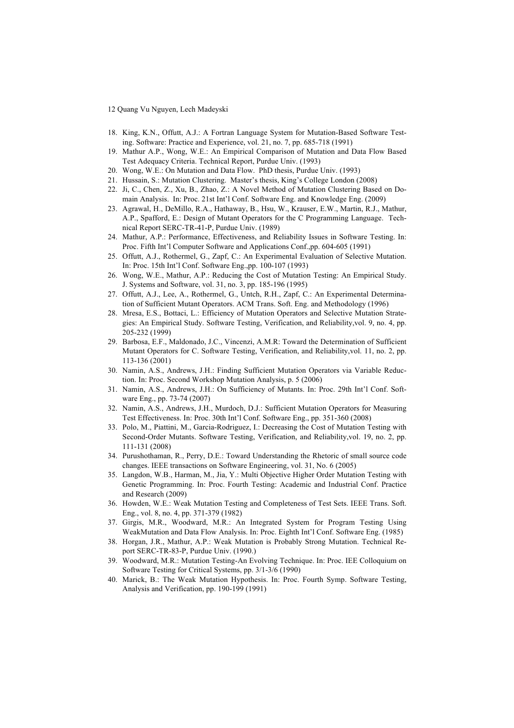18. King, K.N., Offutt, A.J.: A Fortran Language System for Mutation-Based Software Testing. Software: Practice and Experience, vol. 21, no. 7, pp. 685-718 (1991)
19. Mathur A.P., Wong, W.E.: An Empirical Comparison of Mutation and Data Flow Based Test Adequacy Criteria. Technical Report, Purdue Univ. (1993)
20. Wong, W.E.: On Mutation and Data Flow. PhD thesis, Purdue Univ. (1993)
21. Hussain, S.: Mutation Clustering. Master's thesis, King's College London (2008)
22. Ji, C., Chen, Z., Xu, B., Zhao, Z.: A Novel Method of Mutation Clustering Based on Domain Analysis. In: Proc. 21st Int'l Conf. Software Eng. and Knowledge Eng. (2009)
23. Agrawal, H., DeMillo, R.A., Hathaway, B., Hsu, W., Krauser, E.W., Martin, R.J., Mathur, A.P., Spafford, E.: Design of Mutant Operators for the C Programming Language. Technical Report SERC-TR-41-P, Purdue Univ. (1989)
24. Mathur, A.P.: Performance, Effectiveness, and Reliability Issues in Software Testing. In: Proc. Fifth Int'l Computer Software and Applications Conf.,pp. 604-605 (1991)
25. Offutt, A.J., Rothermel, G., Zapf, C.: An Experimental Evaluation of Selective Mutation. In: Proc. 15th Int'l Conf. Software Eng.,pp. 100-107 (1993)
26. Wong, W.E., Mathur, A.P.: Reducing the Cost of Mutation Testing: An Empirical Study. J. Systems and Software, vol. 31, no. 3, pp. 185-196 (1995)
27. Offutt, A.J., Lee, A., Rothermel, G., Untch, R.H., Zapf, C.: An Experimental Determination of Sufficient Mutant Operators. ACM Trans. Soft. Eng. and Methodology (1996)
28. Mresa, E.S., Bottaci, L.: Efficiency of Mutation Operators and Selective Mutation Strategies: An Empirical Study. Software Testing, Verification, and Reliability,vol. 9, no. 4, pp. 205-232 (1999)
29. Barbosa, E.F., Maldonado, J.C., Vincenzi, A.M.R: Toward the Determination of Sufficient Mutant Operators for C. Software Testing, Verification, and Reliability,vol. 11, no. 2, pp. 113-136 (2001)
30. Namin, A.S., Andrews, J.H.: Finding Sufficient Mutation Operators via Variable Reduction. In: Proc. Second Workshop Mutation Analysis, p. 5 (2006)
31. Namin, A.S., Andrews, J.H.: On Sufficiency of Mutants. In: Proc. 29th Int'l Conf. Software Eng., pp. 73-74 (2007)
32. Namin, A.S., Andrews, J.H., Murdoch, D.J.: Sufficient Mutation Operators for Measuring Test Effectiveness. In: Proc. 30th Int'l Conf. Software Eng., pp. 351-360 (2008)
33. Polo, M., Piattini, M., Garcia-Rodriguez, I.: Decreasing the Cost of Mutation Testing with Second-Order Mutants. Software Testing, Verification, and Reliability,vol. 19, no. 2, pp. 111-131 (2008)
34. Purushothaman, R., Perry, D.E.: Toward Understanding the Rhetoric of small source code changes. IEEE transactions on Software Engineering, vol. 31, No. 6 (2005)
35. Langdon, W.B., Harman, M., Jia, Y.: Multi Objective Higher Order Mutation Testing with Genetic Programming. In: Proc. Fourth Testing: Academic and Industrial Conf. Practice and Research (2009)
36. Howden, W.E.: Weak Mutation Testing and Completeness of Test Sets. IEEE Trans. Soft. Eng., vol. 8, no. 4, pp. 371-379 (1982)
37. Girgis, M.R., Woodward, M.R.: An Integrated System for Program Testing Using WeakMutation and Data Flow Analysis. In: Proc. Eighth Int'l Conf. Software Eng. (1985)
38. Horgan, J.R., Mathur, A.P.: Weak Mutation is Probably Strong Mutation. Technical Report SERC-TR-83-P, Purdue Univ. (1990.)
39. Woodward, M.R.: Mutation Testing-An Evolving Technique. In: Proc. IEE Colloquium on Software Testing for Critical Systems, pp. 3/1-3/6 (1990)
40. Marick, B.: The Weak Mutation Hypothesis. In: Proc. Fourth Symp. Software Testing, Analysis and Verification, pp. 190-199 (1991)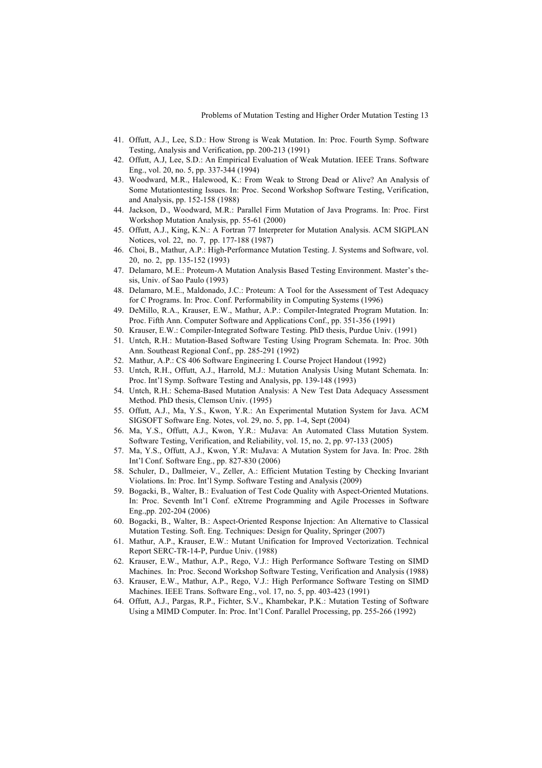41. Offutt, A.J., Lee, S.D.: How Strong is Weak Mutation. In: Proc. Fourth Symp. Software Testing, Analysis and Verification, pp. 200-213 (1991)
42. Offutt, A.J, Lee, S.D.: An Empirical Evaluation of Weak Mutation. IEEE Trans. Software Eng., vol. 20, no. 5, pp. 337-344 (1994)
43. Woodward, M.R., Halewood, K.: From Weak to Strong Dead or Alive? An Analysis of Some Mutationtesting Issues. In: Proc. Second Workshop Software Testing, Verification, and Analysis, pp. 152-158 (1988)
44. Jackson, D., Woodward, M.R.: Parallel Firm Mutation of Java Programs. In: Proc. First Workshop Mutation Analysis, pp. 55-61 (2000)
45. Offutt, A.J., King, K.N.: A Fortran 77 Interpreter for Mutation Analysis. ACM SIGPLAN Notices, vol. 22, no. 7, pp. 177-188 (1987)
46. Choi, B., Mathur, A.P.: High-Performance Mutation Testing. J. Systems and Software, vol. 20, no. 2, pp. 135-152 (1993)
47. Delamaro, M.E.: Proteum-A Mutation Analysis Based Testing Environment. Master's thesis, Univ. of Sao Paulo (1993)
48. Delamaro, M.E., Maldonado, J.C.: Proteum: A Tool for the Assessment of Test Adequacy for C Programs. In: Proc. Conf. Performability in Computing Systems (1996)
49. DeMillo, R.A., Krauser, E.W., Mathur, A.P.: Compiler-Integrated Program Mutation. In: Proc. Fifth Ann. Computer Software and Applications Conf., pp. 351-356 (1991)
50. Krauser, E.W.: Compiler-Integrated Software Testing. PhD thesis, Purdue Univ. (1991)
51. Untch, R.H.: Mutation-Based Software Testing Using Program Schemata. In: Proc. 30th Ann. Southeast Regional Conf., pp. 285-291 (1992)
52. Mathur, A.P.: CS 406 Software Engineering I. Course Project Handout (1992)
53. Untch, R.H., Offutt, A.J., Harrold, M.J.: Mutation Analysis Using Mutant Schemata. In: Proc. Int'l Symp. Software Testing and Analysis, pp. 139-148 (1993)
54. Untch, R.H.: Schema-Based Mutation Analysis: A New Test Data Adequacy Assessment Method. PhD thesis, Clemson Univ. (1995)
55. Offutt, A.J., Ma, Y.S., Kwon, Y.R.: An Experimental Mutation System for Java. ACM SIGSOFT Software Eng. Notes, vol. 29, no. 5, pp. 1-4, Sept (2004)
56. Ma, Y.S., Offutt, A.J., Kwon, Y.R.: MuJava: An Automated Class Mutation System. Software Testing, Verification, and Reliability, vol. 15, no. 2, pp. 97-133 (2005)
57. Ma, Y.S., Offutt, A.J., Kwon, Y.R: MuJava: A Mutation System for Java. In: Proc. 28th Int'l Conf. Software Eng., pp. 827-830 (2006)
58. Schuler, D., Dallmeier, V., Zeller, A.: Efficient Mutation Testing by Checking Invariant Violations. In: Proc. Int'l Symp. Software Testing and Analysis (2009)
59. Bogacki, B., Walter, B.: Evaluation of Test Code Quality with Aspect-Oriented Mutations. In: Proc. Seventh Int'l Conf. eXtreme Programming and Agile Processes in Software Eng.,pp. 202-204 (2006)
60. Bogacki, B., Walter, B.: Aspect-Oriented Response Injection: An Alternative to Classical Mutation Testing. Soft. Eng. Techniques: Design for Quality, Springer (2007)
61. Mathur, A.P., Krauser, E.W.: Mutant Unification for Improved Vectorization. Technical Report SERC-TR-14-P, Purdue Univ. (1988)
62. Krauser, E.W., Mathur, A.P., Rego, V.J.: High Performance Software Testing on SIMD Machines. In: Proc. Second Workshop Software Testing, Verification and Analysis (1988)
63. Krauser, E.W., Mathur, A.P., Rego, V.J.: High Performance Software Testing on SIMD Machines. IEEE Trans. Software Eng., vol. 17, no. 5, pp. 403-423 (1991)
64. Offutt, A.J., Pargas, R.P., Fichter, S.V., Khambekar, P.K.: Mutation Testing of Software Using a MIMD Computer. In: Proc. Int'l Conf. Parallel Processing, pp. 255-266 (1992)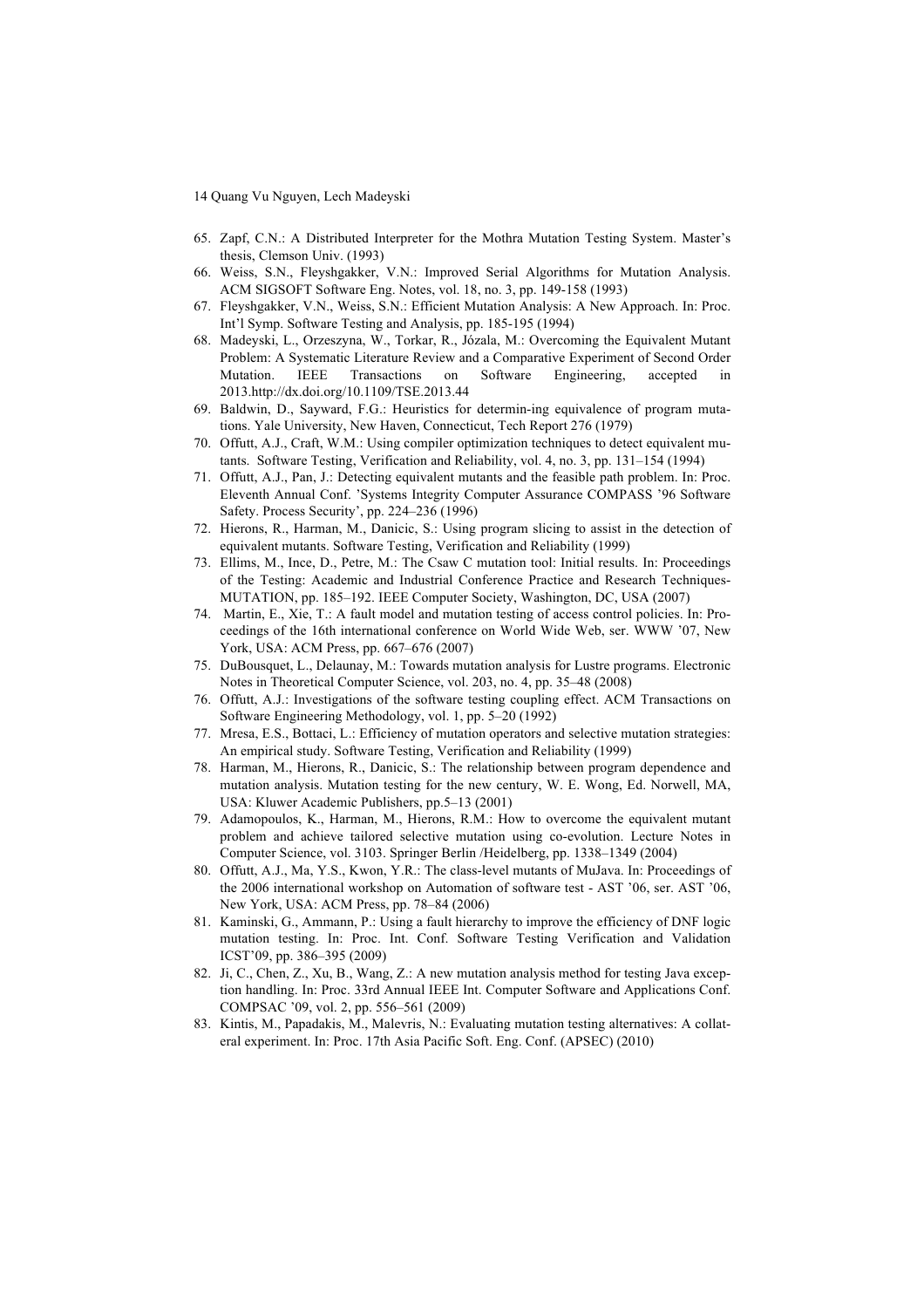65. Zapf, C.N.: A Distributed Interpreter for the Mothra Mutation Testing System. Master's thesis, Clemson Univ. (1993)
66. Weiss, S.N., Fleyshgakker, V.N.: Improved Serial Algorithms for Mutation Analysis. ACM SIGSOFT Software Eng. Notes, vol. 18, no. 3, pp. 149-158 (1993)
67. Fleyshgakker, V.N., Weiss, S.N.: Efficient Mutation Analysis: A New Approach. In: Proc. Int'l Symp. Software Testing and Analysis, pp. 185-195 (1994)
68. Madeyski, L., Orzeszyna, W., Torkar, R., Józala, M.: Overcoming the Equivalent Mutant Problem: A Systematic Literature Review and a Comparative Experiment of Second Order Mutation. IEEE Transactions on Software Engineering, accepted in 2013.http://dx.doi.org/10.1109/TSE.2013.44
69. Baldwin, D., Sayward, F.G.: Heuristics for determin-ing equivalence of program mutations. Yale University, New Haven, Connecticut, Tech Report 276 (1979)
70. Offutt, A.J., Craft, W.M.: Using compiler optimization techniques to detect equivalent mutants. Software Testing, Verification and Reliability, vol. 4, no. 3, pp. 131–154 (1994)
71. Offutt, A.J., Pan, J.: Detecting equivalent mutants and the feasible path problem. In: Proc. Eleventh Annual Conf. 'Systems Integrity Computer Assurance COMPASS '96 Software Safety. Process Security', pp. 224–236 (1996)
72. Hierons, R., Harman, M., Danicic, S.: Using program slicing to assist in the detection of equivalent mutants. Software Testing, Verification and Reliability (1999)
73. Ellims, M., Ince, D., Petre, M.: The Csaw C mutation tool: Initial results. In: Proceedings of the Testing: Academic and Industrial Conference Practice and Research Techniques-MUTATION, pp. 185–192. IEEE Computer Society, Washington, DC, USA (2007)
74. Martin, E., Xie, T.: A fault model and mutation testing of access control policies. In: Proceedings of the 16th international conference on World Wide Web, ser. WWW '07, New York, USA: ACM Press, pp. 667–676 (2007)
75. DuBousquet, L., Delaunay, M.: Towards mutation analysis for Lustre programs. Electronic Notes in Theoretical Computer Science, vol. 203, no. 4, pp. 35–48 (2008)
76. Offutt, A.J.: Investigations of the software testing coupling effect. ACM Transactions on Software Engineering Methodology, vol. 1, pp. 5–20 (1992)
77. Mresa, E.S., Bottaci, L.: Efficiency of mutation operators and selective mutation strategies: An empirical study. Software Testing, Verification and Reliability (1999)
78. Harman, M., Hierons, R., Danicic, S.: The relationship between program dependence and mutation analysis. Mutation testing for the new century, W. E. Wong, Ed. Norwell, MA, USA: Kluwer Academic Publishers, pp.5–13 (2001)
79. Adamopoulos, K., Harman, M., Hierons, R.M.: How to overcome the equivalent mutant problem and achieve tailored selective mutation using co-evolution. Lecture Notes in Computer Science, vol. 3103. Springer Berlin /Heidelberg, pp. 1338–1349 (2004)
80. Offutt, A.J., Ma, Y.S., Kwon, Y.R.: The class-level mutants of MuJava. In: Proceedings of the 2006 international workshop on Automation of software test - AST '06, ser. AST '06, New York, USA: ACM Press, pp. 78–84 (2006)
81. Kaminski, G., Ammann, P.: Using a fault hierarchy to improve the efficiency of DNF logic mutation testing. In: Proc. Int. Conf. Software Testing Verification and Validation ICST'09, pp. 386–395 (2009)
82. Ji, C., Chen, Z., Xu, B., Wang, Z.: A new mutation analysis method for testing Java exception handling. In: Proc. 33rd Annual IEEE Int. Computer Software and Applications Conf. COMPSAC '09, vol. 2, pp. 556–561 (2009)
83. Kintis, M., Papadakis, M., Malevris, N.: Evaluating mutation testing alternatives: A collateral experiment. In: Proc. 17th Asia Pacific Soft. Eng. Conf. (APSEC) (2010)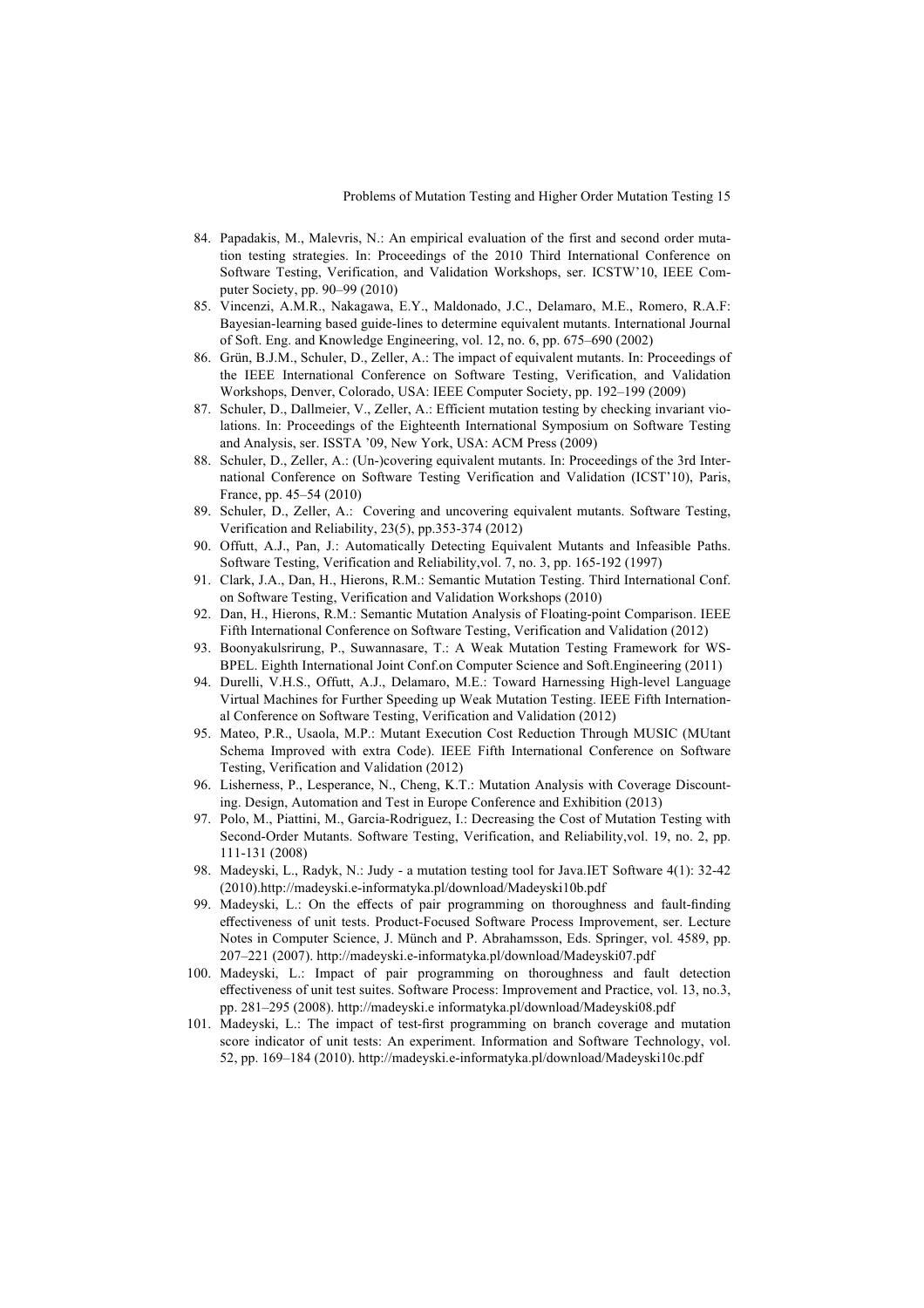84. Papadakis, M., Malevris, N.: An empirical evaluation of the first and second order mutation testing strategies. In: Proceedings of the 2010 Third International Conference on Software Testing, Verification, and Validation Workshops, ser. ICSTW'10, IEEE Computer Society, pp. 90–99 (2010)
85. Vincenzi, A.M.R., Nakagawa, E.Y., Maldonado, J.C., Delamaro, M.E., Romero, R.A.F: Bayesian-learning based guide-lines to determine equivalent mutants. International Journal of Soft. Eng. and Knowledge Engineering, vol. 12, no. 6, pp. 675–690 (2002)
86. Grün, B.J.M., Schuler, D., Zeller, A.: The impact of equivalent mutants. In: Proceedings of the IEEE International Conference on Software Testing, Verification, and Validation Workshops, Denver, Colorado, USA: IEEE Computer Society, pp. 192–199 (2009)
87. Schuler, D., Dallmeier, V., Zeller, A.: Efficient mutation testing by checking invariant violations. In: Proceedings of the Eighteenth International Symposium on Software Testing and Analysis, ser. ISSTA '09, New York, USA: ACM Press (2009)
88. Schuler, D., Zeller, A.: (Un-)covering equivalent mutants. In: Proceedings of the 3rd International Conference on Software Testing Verification and Validation (ICST'10), Paris, France, pp. 45–54 (2010)
89. Schuler, D., Zeller, A.: Covering and uncovering equivalent mutants. Software Testing, Verification and Reliability, 23(5), pp.353-374 (2012)
90. Offutt, A.J., Pan, J.: Automatically Detecting Equivalent Mutants and Infeasible Paths. Software Testing, Verification and Reliability,vol. 7, no. 3, pp. 165-192 (1997)
91. Clark, J.A., Dan, H., Hierons, R.M.: Semantic Mutation Testing. Third International Conf. on Software Testing, Verification and Validation Workshops (2010)
92. Dan, H., Hierons, R.M.: Semantic Mutation Analysis of Floating-point Comparison. IEEE Fifth International Conference on Software Testing, Verification and Validation (2012)
93. Boonyakulsrirung, P., Suwannasare, T.: A Weak Mutation Testing Framework for WS-BPEL. Eighth International Joint Conf.on Computer Science and Soft.Engineering (2011)
94. Durelli, V.H.S., Offutt, A.J., Delamaro, M.E.: Toward Harnessing High-level Language Virtual Machines for Further Speeding up Weak Mutation Testing. IEEE Fifth International Conference on Software Testing, Verification and Validation (2012)
95. Mateo, P.R., Usaola, M.P.: Mutant Execution Cost Reduction Through MUSIC (MUtant Schema Improved with extra Code). IEEE Fifth International Conference on Software Testing, Verification and Validation (2012)
96. Lisherness, P., Lesperance, N., Cheng, K.T.: Mutation Analysis with Coverage Discounting. Design, Automation and Test in Europe Conference and Exhibition (2013)
97. Polo, M., Piattini, M., Garcia-Rodriguez, I.: Decreasing the Cost of Mutation Testing with Second-Order Mutants. Software Testing, Verification, and Reliability,vol. 19, no. 2, pp. 111-131 (2008)
98. Madeyski, L., Radyk, N.: Judy - a mutation testing tool for Java.IET Software 4(1): 32-42 (2010).http://madeyski.e-informatyka.pl/download/Madeyski10b.pdf
99. Madeyski, L.: On the effects of pair programming on thoroughness and fault-finding effectiveness of unit tests. Product-Focused Software Process Improvement, ser. Lecture Notes in Computer Science, J. Münch and P. Abrahamsson, Eds. Springer, vol. 4589, pp. 207–221 (2007). http://madeyski.e-informatyka.pl/download/Madeyski07.pdf
100. Madeyski, L.: Impact of pair programming on thoroughness and fault detection effectiveness of unit test suites. Software Process: Improvement and Practice, vol. 13, no.3, pp. 281–295 (2008). http://madeyski.e informatyka.pl/download/Madeyski08.pdf
101. Madeyski, L.: The impact of test-first programming on branch coverage and mutation score indicator of unit tests: An experiment. Information and Software Technology, vol. 52, pp. 169–184 (2010). http://madeyski.e-informatyka.pl/download/Madeyski10c.pdf